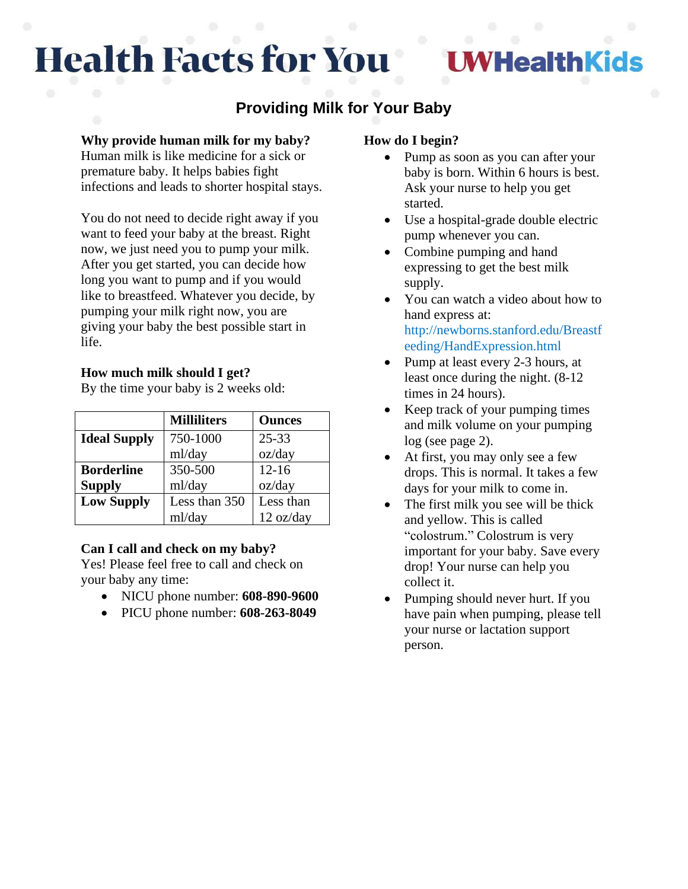# Health Facts for You

UWHealthKids

## Providing Milk for Your Baby

**Why provide human milk for my baby?**
Human milk is like medicine for a sick or premature baby. It helps babies fight infections and leads to shorter hospital stays.

You do not need to decide right away if you want to feed your baby at the breast. Right now, we just need you to pump your milk. After you get started, you can decide how long you want to pump and if you would like to breastfeed. Whatever you decide, by pumping your milk right now, you are giving your baby the best possible start in life.

**How much milk should I get?**
By the time your baby is 2 weeks old:

| | Milliliters | Ounces |
|---|---|---|
| **Ideal Supply** | 750-1000 ml/day | 25-33 oz/day |
| **Borderline Supply** | 350-500 ml/day | 12-16 oz/day |
| **Low Supply** | Less than 350 ml/day | Less than 12 oz/day |

**Can I call and check on my baby?**
Yes! Please feel free to call and check on your baby any time:

- NICU phone number: **608-890-9600**
- PICU phone number: **608-263-8049**

**How do I begin?**

- Pump as soon as you can after your baby is born. Within 6 hours is best. Ask your nurse to help you get started.
- Use a hospital-grade double electric pump whenever you can.
- Combine pumping and hand expressing to get the best milk supply.
- You can watch a video about how to hand express at: http://newborns.stanford.edu/Breastfeeding/HandExpression.html
- Pump at least every 2-3 hours, at least once during the night. (8-12 times in 24 hours).
- Keep track of your pumping times and milk volume on your pumping log (see page 2).
- At first, you may only see a few drops. This is normal. It takes a few days for your milk to come in.
- The first milk you see will be thick and yellow. This is called "colostrum." Colostrum is very important for your baby. Save every drop! Your nurse can help you collect it.
- Pumping should never hurt. If you have pain when pumping, please tell your nurse or lactation support person.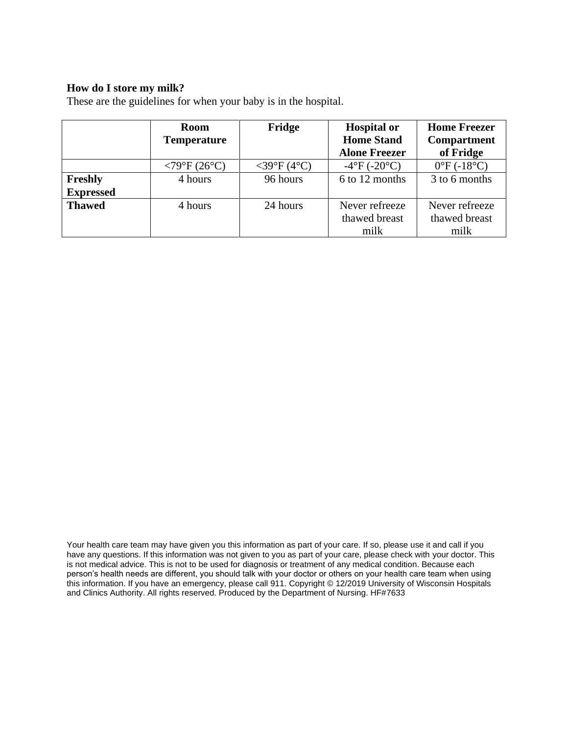**How do I store my milk?**

These are the guidelines for when your baby is in the hospital.

| | Room Temperature | Fridge | Hospital or Home Stand Alone Freezer | Home Freezer Compartment of Fridge |
|---|---|---|---|---|
| | <79°F (26°C) | <39°F (4°C) | -4°F (-20°C) | 0°F (-18°C) |
| **Freshly Expressed** | 4 hours | 96 hours | 6 to 12 months | 3 to 6 months |
| **Thawed** | 4 hours | 24 hours | Never refreeze thawed breast milk | Never refreeze thawed breast milk |

Your health care team may have given you this information as part of your care. If so, please use it and call if you have any questions. If this information was not given to you as part of your care, please check with your doctor. This is not medical advice. This is not to be used for diagnosis or treatment of any medical condition. Because each person's health needs are different, you should talk with your doctor or others on your health care team when using this information. If you have an emergency, please call 911. Copyright © 12/2019 University of Wisconsin Hospitals and Clinics Authority. All rights reserved. Produced by the Department of Nursing. HF#7633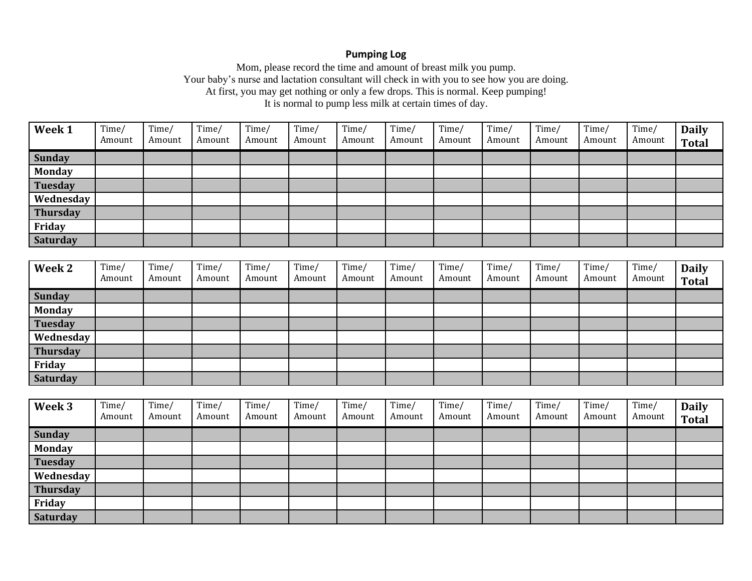**Pumping Log**

Mom, please record the time and amount of breast milk you pump.
Your baby's nurse and lactation consultant will check in with you to see how you are doing.
At first, you may get nothing or only a few drops. This is normal. Keep pumping!
It is normal to pump less milk at certain times of day.

| Week 1 | Time/ Amount | Time/ Amount | Time/ Amount | Time/ Amount | Time/ Amount | Time/ Amount | Time/ Amount | Time/ Amount | Time/ Amount | Time/ Amount | Time/ Amount | Time/ Amount | Daily Total |
|---|---|---|---|---|---|---|---|---|---|---|---|---|---|
| Sunday | | | | | | | | | | | | | |
| Monday | | | | | | | | | | | | | |
| Tuesday | | | | | | | | | | | | | |
| Wednesday | | | | | | | | | | | | | |
| Thursday | | | | | | | | | | | | | |
| Friday | | | | | | | | | | | | | |
| Saturday | | | | | | | | | | | | | |

| Week 2 | Time/ Amount | Time/ Amount | Time/ Amount | Time/ Amount | Time/ Amount | Time/ Amount | Time/ Amount | Time/ Amount | Time/ Amount | Time/ Amount | Time/ Amount | Time/ Amount | Daily Total |
|---|---|---|---|---|---|---|---|---|---|---|---|---|---|
| Sunday | | | | | | | | | | | | | |
| Monday | | | | | | | | | | | | | |
| Tuesday | | | | | | | | | | | | | |
| Wednesday | | | | | | | | | | | | | |
| Thursday | | | | | | | | | | | | | |
| Friday | | | | | | | | | | | | | |
| Saturday | | | | | | | | | | | | | |

| Week 3 | Time/ Amount | Time/ Amount | Time/ Amount | Time/ Amount | Time/ Amount | Time/ Amount | Time/ Amount | Time/ Amount | Time/ Amount | Time/ Amount | Time/ Amount | Time/ Amount | Daily Total |
|---|---|---|---|---|---|---|---|---|---|---|---|---|---|
| Sunday | | | | | | | | | | | | | |
| Monday | | | | | | | | | | | | | |
| Tuesday | | | | | | | | | | | | | |
| Wednesday | | | | | | | | | | | | | |
| Thursday | | | | | | | | | | | | | |
| Friday | | | | | | | | | | | | | |
| Saturday | | | | | | | | | | | | | |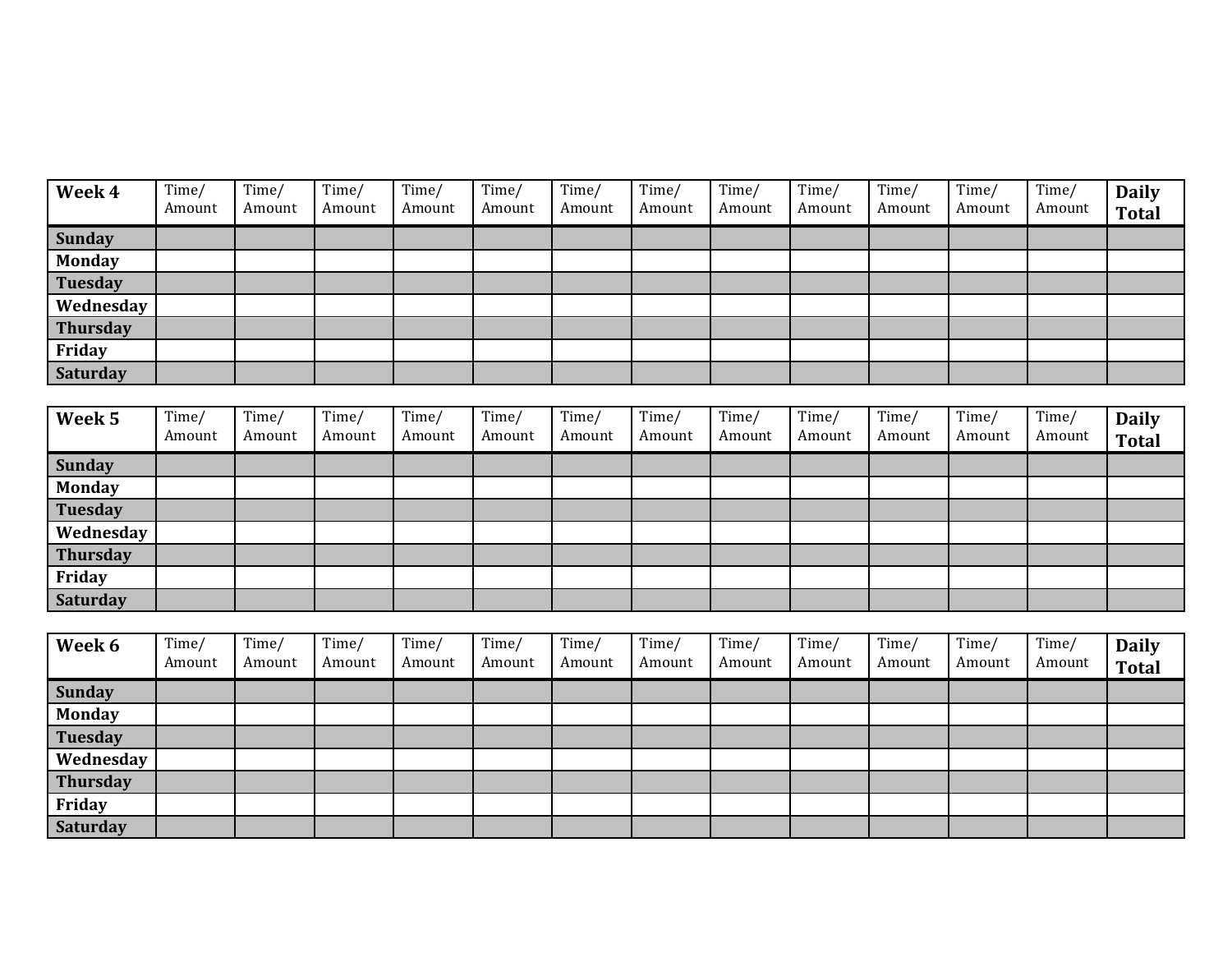| Week 4 | Time/ Amount | Time/ Amount | Time/ Amount | Time/ Amount | Time/ Amount | Time/ Amount | Time/ Amount | Time/ Amount | Time/ Amount | Time/ Amount | Time/ Amount | Time/ Amount | Daily Total |
|---|---|---|---|---|---|---|---|---|---|---|---|---|---|
| **Sunday** | | | | | | | | | | | | | |
| **Monday** | | | | | | | | | | | | | |
| **Tuesday** | | | | | | | | | | | | | |
| **Wednesday** | | | | | | | | | | | | | |
| **Thursday** | | | | | | | | | | | | | |
| **Friday** | | | | | | | | | | | | | |
| **Saturday** | | | | | | | | | | | | | |

| Week 5 | Time/ Amount | Time/ Amount | Time/ Amount | Time/ Amount | Time/ Amount | Time/ Amount | Time/ Amount | Time/ Amount | Time/ Amount | Time/ Amount | Time/ Amount | Time/ Amount | Daily Total |
|---|---|---|---|---|---|---|---|---|---|---|---|---|---|
| **Sunday** | | | | | | | | | | | | | |
| **Monday** | | | | | | | | | | | | | |
| **Tuesday** | | | | | | | | | | | | | |
| **Wednesday** | | | | | | | | | | | | | |
| **Thursday** | | | | | | | | | | | | | |
| **Friday** | | | | | | | | | | | | | |
| **Saturday** | | | | | | | | | | | | | |

| Week 6 | Time/ Amount | Time/ Amount | Time/ Amount | Time/ Amount | Time/ Amount | Time/ Amount | Time/ Amount | Time/ Amount | Time/ Amount | Time/ Amount | Time/ Amount | Time/ Amount | Daily Total |
|---|---|---|---|---|---|---|---|---|---|---|---|---|---|
| **Sunday** | | | | | | | | | | | | | |
| **Monday** | | | | | | | | | | | | | |
| **Tuesday** | | | | | | | | | | | | | |
| **Wednesday** | | | | | | | | | | | | | |
| **Thursday** | | | | | | | | | | | | | |
| **Friday** | | | | | | | | | | | | | |
| **Saturday** | | | | | | | | | | | | | |